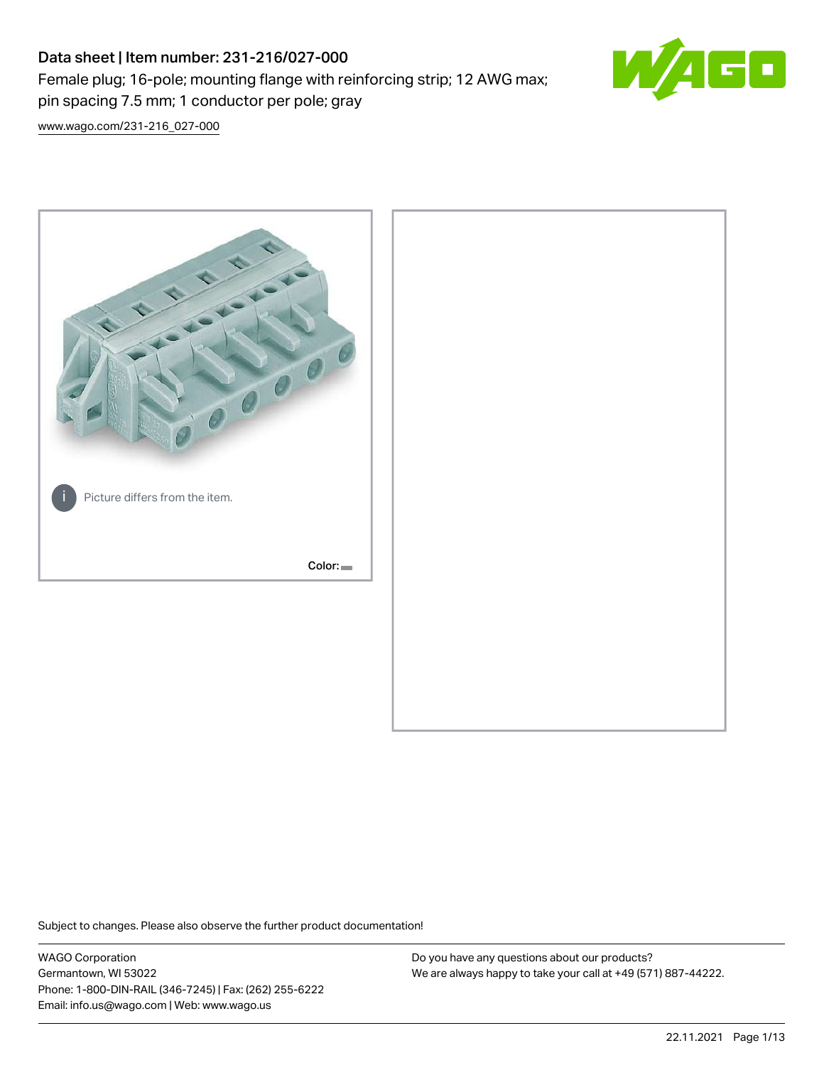# Data sheet | Item number: 231-216/027-000

Female plug; 16-pole; mounting flange with reinforcing strip; 12 AWG max; pin spacing 7.5 mm; 1 conductor per pole; gray

www.wago.com/231-216_027-000

Picture differs from the item.

Color:

Subject to changes. Please also observe the further product documentation!

WAGO Corporation
Germantown, WI 53022
Phone: 1-800-DIN-RAIL (346-7245) | Fax: (262) 255-6222
Email: info.us@wago.com | Web: www.wago.us

Do you have any questions about our products?
We are always happy to take your call at +49 (571) 887-44222.

22.11.2021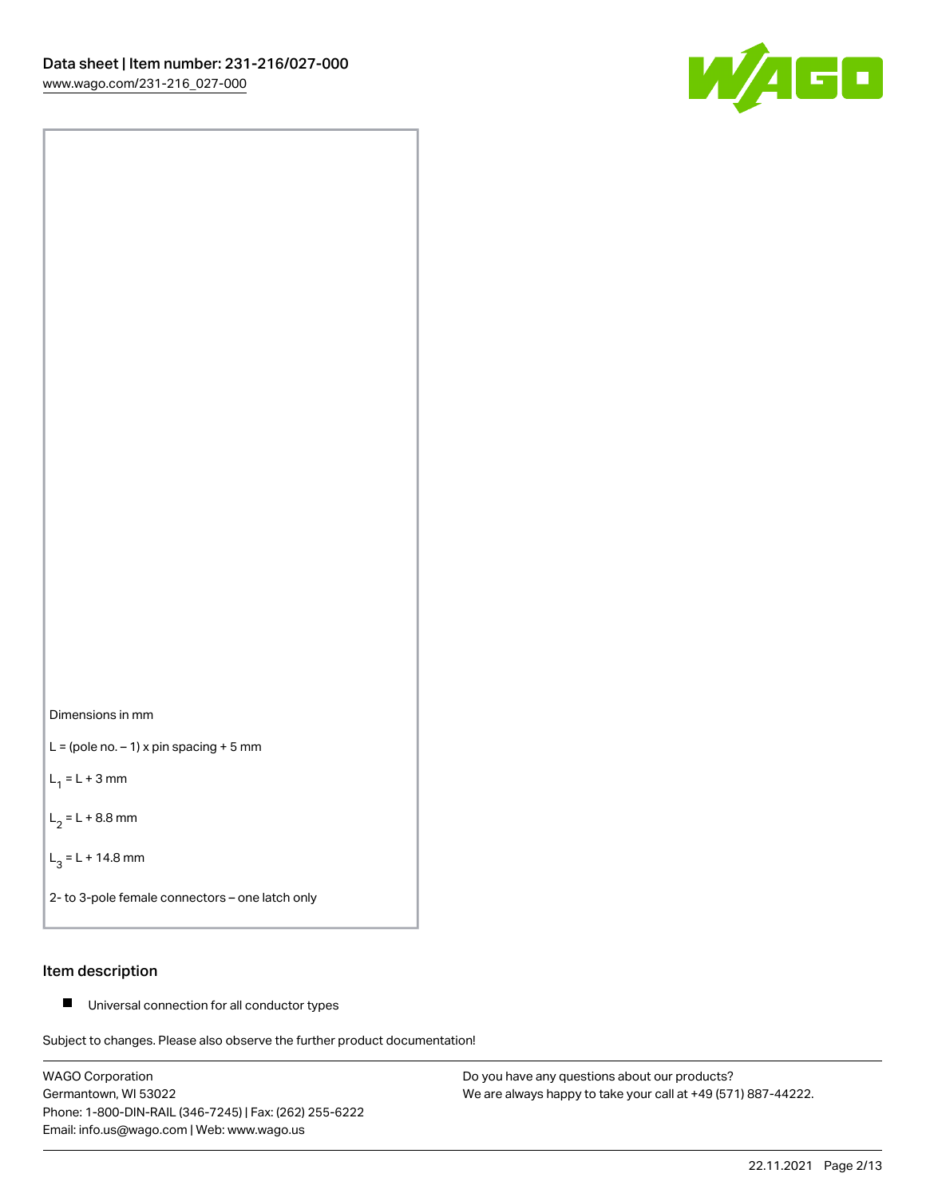Dimensions in mm

L = (pole no. – 1) x pin spacing + 5 mm

$L_1$ = L + 3 mm

$L_2$ = L + 8.8 mm

$L_3$ = L + 14.8 mm

2- to 3-pole female connectors – one latch only

## Item description

- Universal connection for all conductor types

Subject to changes. Please also observe the further product documentation!

WAGO Corporation
Germantown, WI 53022
Phone: 1-800-DIN-RAIL (346-7245) | Fax: (262) 255-6222
Email: info.us@wago.com | Web: www.wago.us

Do you have any questions about our products?
We are always happy to take your call at +49 (571) 887-44222.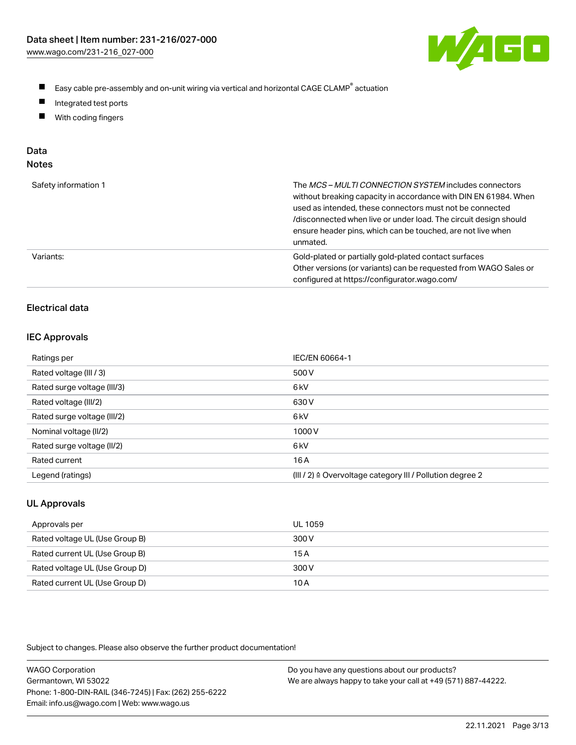- Easy cable pre-assembly and on-unit wiring via vertical and horizontal CAGE CLAMP® actuation
- Integrated test ports
- With coding fingers

## Data

### Notes

| | |
|---|---|
| Safety information 1 | The *MCS – MULTI CONNECTION SYSTEM* includes connectors without breaking capacity in accordance with DIN EN 61984. When used as intended, these connectors must not be connected /disconnected when live or under load. The circuit design should ensure header pins, which can be touched, are not live when unmated. |
| Variants: | Gold-plated or partially gold-plated contact surfaces<br>Other versions (or variants) can be requested from WAGO Sales or configured at https://configurator.wago.com/ |

## Electrical data

### IEC Approvals

| | |
|---|---|
| Ratings per | IEC/EN 60664-1 |
| Rated voltage (III / 3) | 500 V |
| Rated surge voltage (III/3) | 6 kV |
| Rated voltage (III/2) | 630 V |
| Rated surge voltage (III/2) | 6 kV |
| Nominal voltage (II/2) | 1000 V |
| Rated surge voltage (II/2) | 6 kV |
| Rated current | 16 A |
| Legend (ratings) | (III / 2) ≙ Overvoltage category III / Pollution degree 2 |

### UL Approvals

| | |
|---|---|
| Approvals per | UL 1059 |
| Rated voltage UL (Use Group B) | 300 V |
| Rated current UL (Use Group B) | 15 A |
| Rated voltage UL (Use Group D) | 300 V |
| Rated current UL (Use Group D) | 10 A |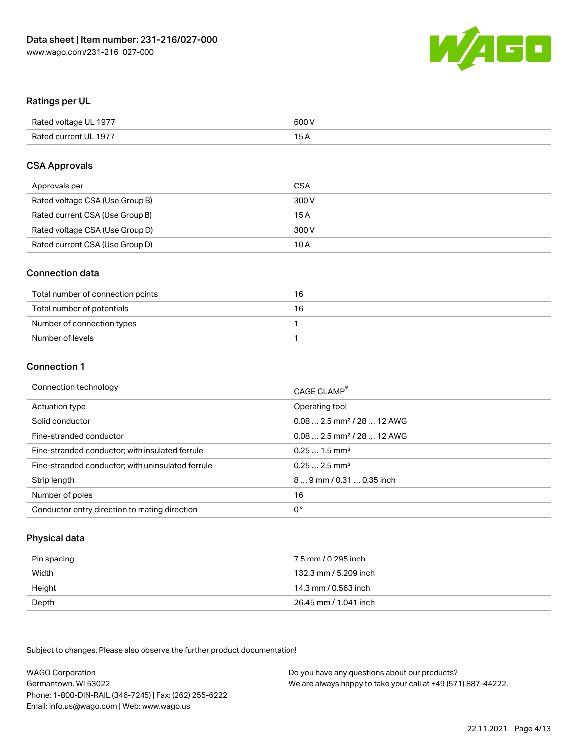## Ratings per UL

| | |
|---|---|
| Rated voltage UL 1977 | 600 V |
| Rated current UL 1977 | 15 A |

## CSA Approvals

| | |
|---|---|
| Approvals per | CSA |
| Rated voltage CSA (Use Group B) | 300 V |
| Rated current CSA (Use Group B) | 15 A |
| Rated voltage CSA (Use Group D) | 300 V |
| Rated current CSA (Use Group D) | 10 A |

## Connection data

| | |
|---|---|
| Total number of connection points | 16 |
| Total number of potentials | 16 |
| Number of connection types | 1 |
| Number of levels | 1 |

## Connection 1

| | |
|---|---|
| Connection technology | CAGE CLAMP® |
| Actuation type | Operating tool |
| Solid conductor | 0.08 … 2.5 mm² / 28 … 12 AWG |
| Fine-stranded conductor | 0.08 … 2.5 mm² / 28 … 12 AWG |
| Fine-stranded conductor; with insulated ferrule | 0.25 … 1.5 mm² |
| Fine-stranded conductor; with uninsulated ferrule | 0.25 … 2.5 mm² |
| Strip length | 8 … 9 mm / 0.31 … 0.35 inch |
| Number of poles | 16 |
| Conductor entry direction to mating direction | 0 ° |

## Physical data

| | |
|---|---|
| Pin spacing | 7.5 mm / 0.295 inch |
| Width | 132.3 mm / 5.209 inch |
| Height | 14.3 mm / 0.563 inch |
| Depth | 26.45 mm / 1.041 inch |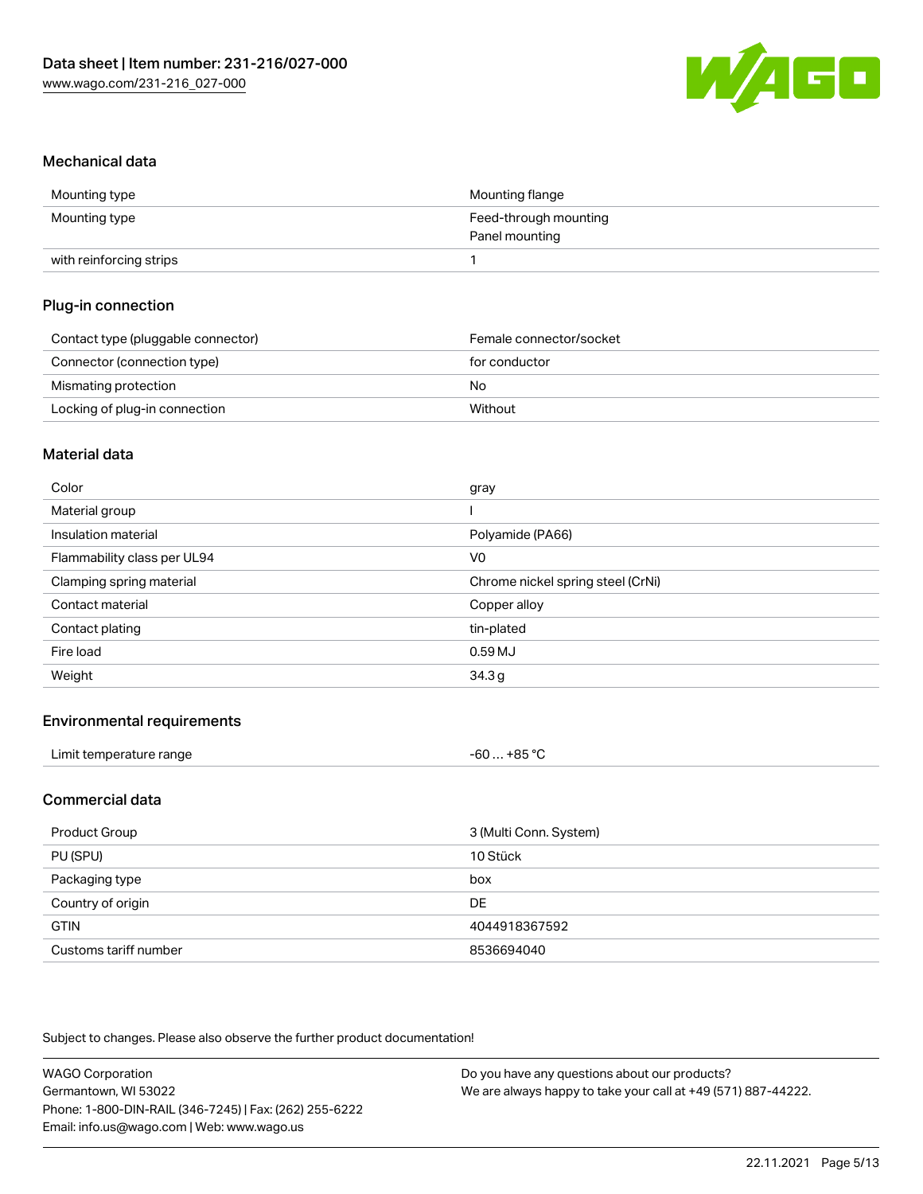## Mechanical data

| | |
|---|---|
| Mounting type | Mounting flange |
| Mounting type | Feed-through mounting<br>Panel mounting |
| with reinforcing strips | 1 |

## Plug-in connection

| | |
|---|---|
| Contact type (pluggable connector) | Female connector/socket |
| Connector (connection type) | for conductor |
| Mismating protection | No |
| Locking of plug-in connection | Without |

## Material data

| | |
|---|---|
| Color | gray |
| Material group | I |
| Insulation material | Polyamide (PA66) |
| Flammability class per UL94 | V0 |
| Clamping spring material | Chrome nickel spring steel (CrNi) |
| Contact material | Copper alloy |
| Contact plating | tin-plated |
| Fire load | 0.59 MJ |
| Weight | 34.3 g |

## Environmental requirements

| | |
|---|---|
| Limit temperature range | -60 … +85 °C |

## Commercial data

| | |
|---|---|
| Product Group | 3 (Multi Conn. System) |
| PU (SPU) | 10 Stück |
| Packaging type | box |
| Country of origin | DE |
| GTIN | 4044918367592 |
| Customs tariff number | 8536694040 |

Subject to changes. Please also observe the further product documentation!

WAGO Corporation
Germantown, WI 53022
Phone: 1-800-DIN-RAIL (346-7245) | Fax: (262) 255-6222
Email: info.us@wago.com | Web: www.wago.us

Do you have any questions about our products?
We are always happy to take your call at +49 (571) 887-44222.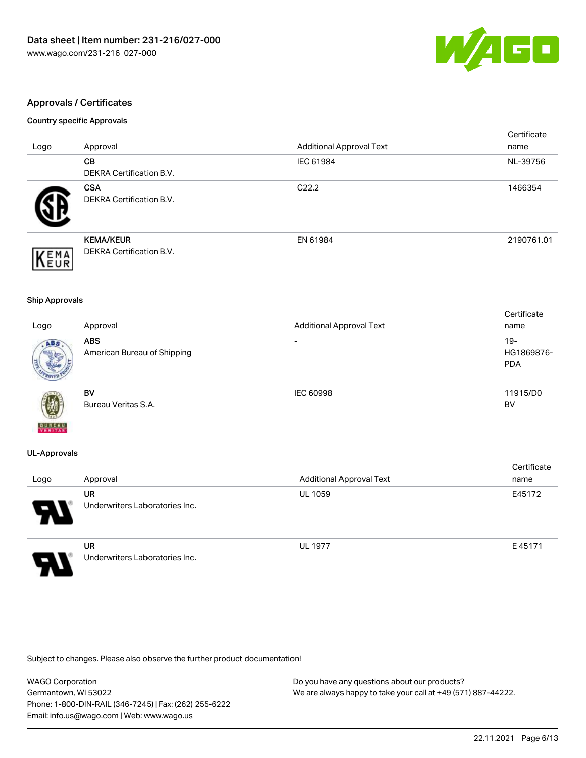## Approvals / Certificates

### Country specific Approvals

| Logo | Approval | Additional Approval Text | Certificate name |
| --- | --- | --- | --- |
| | **CB**<br>DEKRA Certification B.V. | IEC 61984 | NL-39756 |
| | **CSA**<br>DEKRA Certification B.V. | C22.2 | 1466354 |
| | **KEMA/KEUR**<br>DEKRA Certification B.V. | EN 61984 | 2190761.01 |

### Ship Approvals

| Logo | Approval | Additional Approval Text | Certificate name |
| --- | --- | --- | --- |
| | **ABS**<br>American Bureau of Shipping | - | 19-HG1869876-PDA |
| | **BV**<br>Bureau Veritas S.A. | IEC 60998 | 11915/D0 BV |

### UL-Approvals

| Logo | Approval | Additional Approval Text | Certificate name |
| --- | --- | --- | --- |
| | **UR**<br>Underwriters Laboratories Inc. | UL 1059 | E45172 |
| | **UR**<br>Underwriters Laboratories Inc. | UL 1977 | E 45171 |

Subject to changes. Please also observe the further product documentation!

WAGO Corporation
Germantown, WI 53022
Phone: 1-800-DIN-RAIL (346-7245) | Fax: (262) 255-6222
Email: info.us@wago.com | Web: www.wago.us

Do you have any questions about our products?
We are always happy to take your call at +49 (571) 887-44222.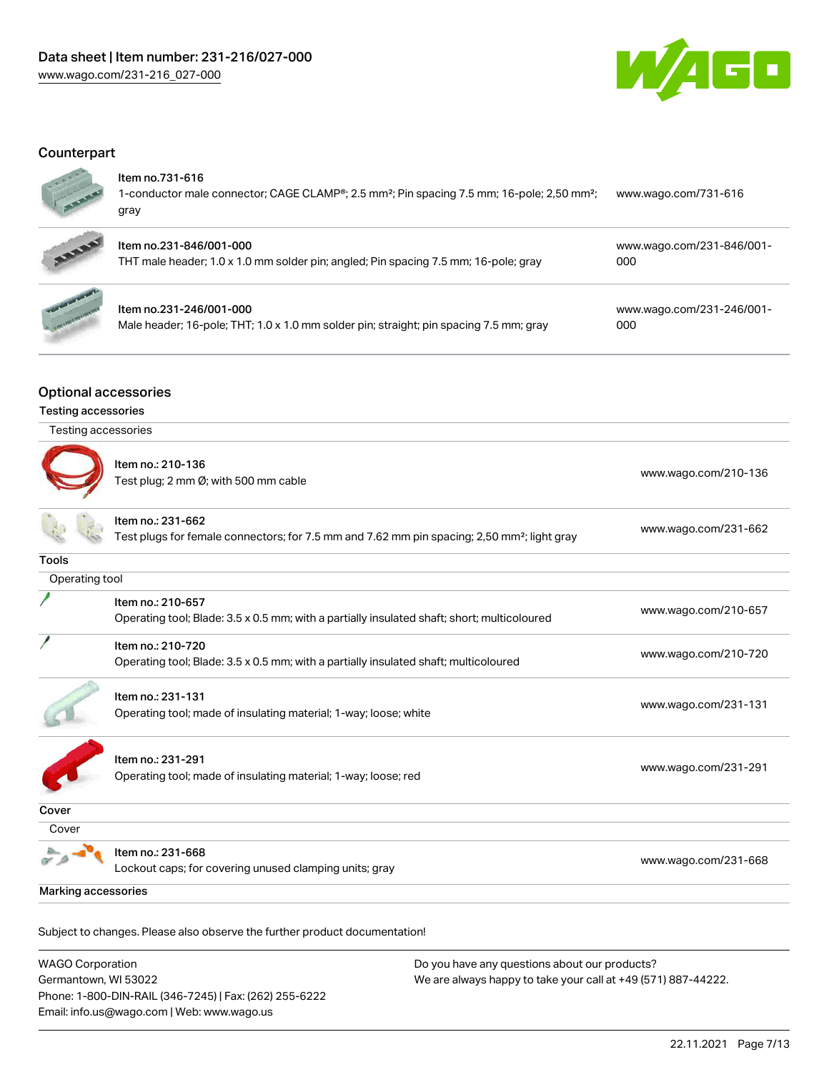## Counterpart

| | | |
|---|---|---|
| Item no.731-616<br>1-conductor male connector; CAGE CLAMP®; 2.5 mm²; Pin spacing 7.5 mm; 16-pole; 2,50 mm²; gray | www.wago.com/731-616 |
| Item no.231-846/001-000<br>THT male header; 1.0 x 1.0 mm solder pin; angled; Pin spacing 7.5 mm; 16-pole; gray | www.wago.com/231-846/001-000 |
| Item no.231-246/001-000<br>Male header; 16-pole; THT; 1.0 x 1.0 mm solder pin; straight; pin spacing 7.5 mm; gray | www.wago.com/231-246/001-000 |

## Optional accessories

### Testing accessories

Testing accessories

| | |
|---|---|
| Item no.: 210-136<br>Test plug; 2 mm Ø; with 500 mm cable | www.wago.com/210-136 |
| Item no.: 231-662<br>Test plugs for female connectors; for 7.5 mm and 7.62 mm pin spacing; 2,50 mm²; light gray | www.wago.com/231-662 |

### Tools

Operating tool

| | |
|---|---|
| Item no.: 210-657<br>Operating tool; Blade: 3.5 x 0.5 mm; with a partially insulated shaft; short; multicoloured | www.wago.com/210-657 |
| Item no.: 210-720<br>Operating tool; Blade: 3.5 x 0.5 mm; with a partially insulated shaft; multicoloured | www.wago.com/210-720 |
| Item no.: 231-131<br>Operating tool; made of insulating material; 1-way; loose; white | www.wago.com/231-131 |
| Item no.: 231-291<br>Operating tool; made of insulating material; 1-way; loose; red | www.wago.com/231-291 |

### Cover

Cover

| | |
|---|---|
| Item no.: 231-668<br>Lockout caps; for covering unused clamping units; gray | www.wago.com/231-668 |

### Marking accessories

Subject to changes. Please also observe the further product documentation!

WAGO Corporation
Germantown, WI 53022
Phone: 1-800-DIN-RAIL (346-7245) | Fax: (262) 255-6222
Email: info.us@wago.com | Web: www.wago.us

Do you have any questions about our products?
We are always happy to take your call at +49 (571) 887-44222.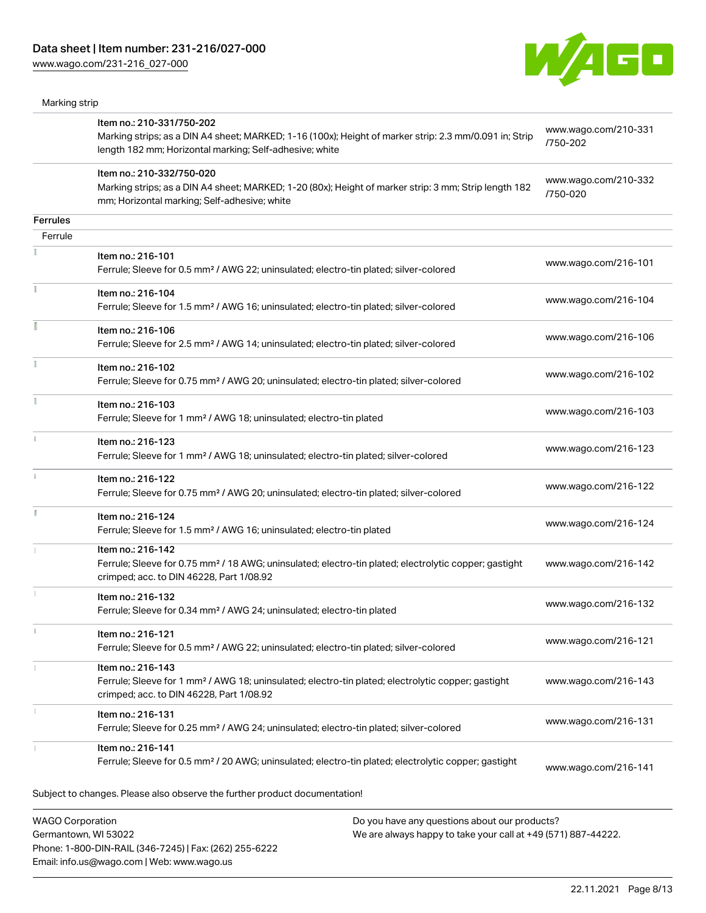Marking strip

| | | |
|---|---|---|
| | Item no.: 210-331/750-202<br>Marking strips; as a DIN A4 sheet; MARKED; 1-16 (100x); Height of marker strip: 2.3 mm/0.091 in; Strip length 182 mm; Horizontal marking; Self-adhesive; white | www.wago.com/210-331/750-202 |
| | Item no.: 210-332/750-020<br>Marking strips; as a DIN A4 sheet; MARKED; 1-20 (80x); Height of marker strip: 3 mm; Strip length 182 mm; Horizontal marking; Self-adhesive; white | www.wago.com/210-332/750-020 |

**Ferrules**

Ferrule

| | | |
|---|---|---|
| | Item no.: 216-101<br>Ferrule; Sleeve for 0.5 mm² / AWG 22; uninsulated; electro-tin plated; silver-colored | www.wago.com/216-101 |
| | Item no.: 216-104<br>Ferrule; Sleeve for 1.5 mm² / AWG 16; uninsulated; electro-tin plated; silver-colored | www.wago.com/216-104 |
| | Item no.: 216-106<br>Ferrule; Sleeve for 2.5 mm² / AWG 14; uninsulated; electro-tin plated; silver-colored | www.wago.com/216-106 |
| | Item no.: 216-102<br>Ferrule; Sleeve for 0.75 mm² / AWG 20; uninsulated; electro-tin plated; silver-colored | www.wago.com/216-102 |
| | Item no.: 216-103<br>Ferrule; Sleeve for 1 mm² / AWG 18; uninsulated; electro-tin plated | www.wago.com/216-103 |
| | Item no.: 216-123<br>Ferrule; Sleeve for 1 mm² / AWG 18; uninsulated; electro-tin plated; silver-colored | www.wago.com/216-123 |
| | Item no.: 216-122<br>Ferrule; Sleeve for 0.75 mm² / AWG 20; uninsulated; electro-tin plated; silver-colored | www.wago.com/216-122 |
| | Item no.: 216-124<br>Ferrule; Sleeve for 1.5 mm² / AWG 16; uninsulated; electro-tin plated | www.wago.com/216-124 |
| | Item no.: 216-142<br>Ferrule; Sleeve for 0.75 mm² / 18 AWG; uninsulated; electro-tin plated; electrolytic copper; gastight crimped; acc. to DIN 46228, Part 1/08.92 | www.wago.com/216-142 |
| | Item no.: 216-132<br>Ferrule; Sleeve for 0.34 mm² / AWG 24; uninsulated; electro-tin plated | www.wago.com/216-132 |
| | Item no.: 216-121<br>Ferrule; Sleeve for 0.5 mm² / AWG 22; uninsulated; electro-tin plated; silver-colored | www.wago.com/216-121 |
| | Item no.: 216-143<br>Ferrule; Sleeve for 1 mm² / AWG 18; uninsulated; electro-tin plated; electrolytic copper; gastight crimped; acc. to DIN 46228, Part 1/08.92 | www.wago.com/216-143 |
| | Item no.: 216-131<br>Ferrule; Sleeve for 0.25 mm² / AWG 24; uninsulated; electro-tin plated; silver-colored | www.wago.com/216-131 |
| | Item no.: 216-141<br>Ferrule; Sleeve for 0.5 mm² / 20 AWG; uninsulated; electro-tin plated; electrolytic copper; gastight | www.wago.com/216-141 |

Subject to changes. Please also observe the further product documentation!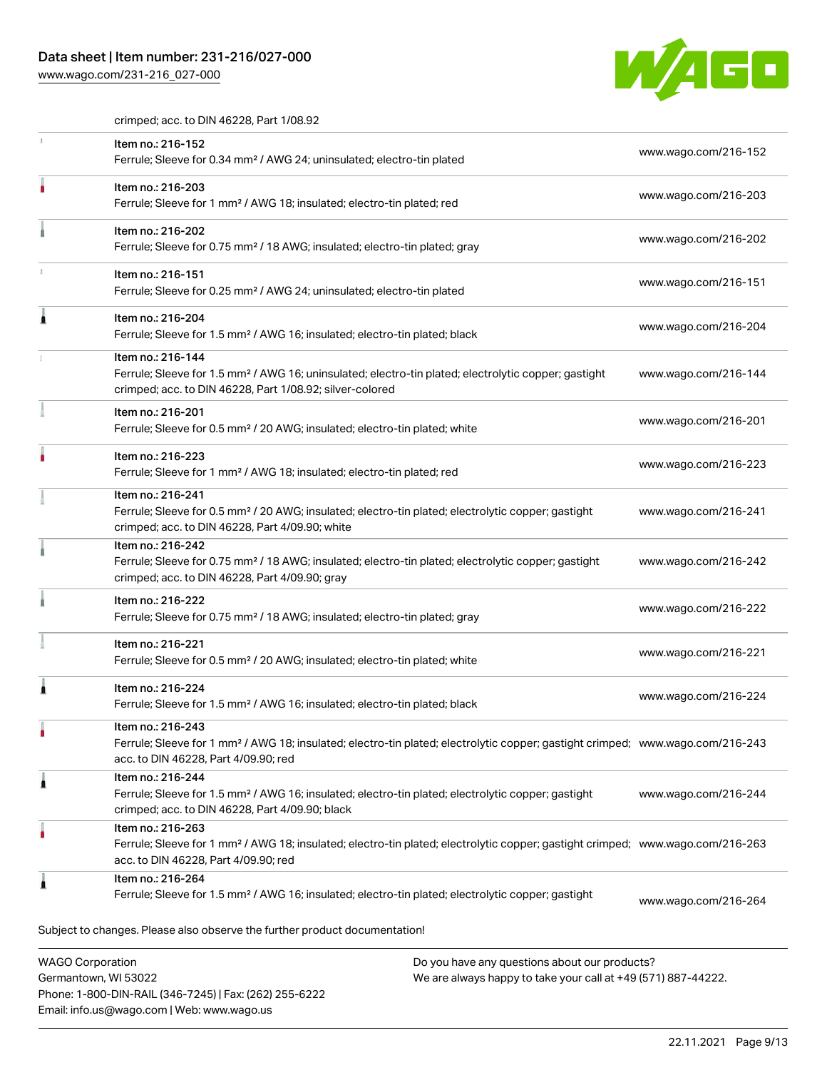crimped; acc. to DIN 46228, Part 1/08.92

| | | |
|---|---|---|
| | Item no.: 216-152<br>Ferrule; Sleeve for 0.34 mm² / AWG 24; uninsulated; electro-tin plated | www.wago.com/216-152 |
| | Item no.: 216-203<br>Ferrule; Sleeve for 1 mm² / AWG 18; insulated; electro-tin plated; red | www.wago.com/216-203 |
| | Item no.: 216-202<br>Ferrule; Sleeve for 0.75 mm² / 18 AWG; insulated; electro-tin plated; gray | www.wago.com/216-202 |
| | Item no.: 216-151<br>Ferrule; Sleeve for 0.25 mm² / AWG 24; uninsulated; electro-tin plated | www.wago.com/216-151 |
| | Item no.: 216-204<br>Ferrule; Sleeve for 1.5 mm² / AWG 16; insulated; electro-tin plated; black | www.wago.com/216-204 |
| | Item no.: 216-144<br>Ferrule; Sleeve for 1.5 mm² / AWG 16; uninsulated; electro-tin plated; electrolytic copper; gastight crimped; acc. to DIN 46228, Part 1/08.92; silver-colored | www.wago.com/216-144 |
| | Item no.: 216-201<br>Ferrule; Sleeve for 0.5 mm² / 20 AWG; insulated; electro-tin plated; white | www.wago.com/216-201 |
| | Item no.: 216-223<br>Ferrule; Sleeve for 1 mm² / AWG 18; insulated; electro-tin plated; red | www.wago.com/216-223 |
| | Item no.: 216-241<br>Ferrule; Sleeve for 0.5 mm² / 20 AWG; insulated; electro-tin plated; electrolytic copper; gastight crimped; acc. to DIN 46228, Part 4/09.90; white | www.wago.com/216-241 |
| | Item no.: 216-242<br>Ferrule; Sleeve for 0.75 mm² / 18 AWG; insulated; electro-tin plated; electrolytic copper; gastight crimped; acc. to DIN 46228, Part 4/09.90; gray | www.wago.com/216-242 |
| | Item no.: 216-222<br>Ferrule; Sleeve for 0.75 mm² / 18 AWG; insulated; electro-tin plated; gray | www.wago.com/216-222 |
| | Item no.: 216-221<br>Ferrule; Sleeve for 0.5 mm² / 20 AWG; insulated; electro-tin plated; white | www.wago.com/216-221 |
| | Item no.: 216-224<br>Ferrule; Sleeve for 1.5 mm² / AWG 16; insulated; electro-tin plated; black | www.wago.com/216-224 |
| | Item no.: 216-243<br>Ferrule; Sleeve for 1 mm² / AWG 18; insulated; electro-tin plated; electrolytic copper; gastight crimped; acc. to DIN 46228, Part 4/09.90; red | www.wago.com/216-243 |
| | Item no.: 216-244<br>Ferrule; Sleeve for 1.5 mm² / AWG 16; insulated; electro-tin plated; electrolytic copper; gastight crimped; acc. to DIN 46228, Part 4/09.90; black | www.wago.com/216-244 |
| | Item no.: 216-263<br>Ferrule; Sleeve for 1 mm² / AWG 18; insulated; electro-tin plated; electrolytic copper; gastight crimped; acc. to DIN 46228, Part 4/09.90; red | www.wago.com/216-263 |
| | Item no.: 216-264<br>Ferrule; Sleeve for 1.5 mm² / AWG 16; insulated; electro-tin plated; electrolytic copper; gastight | www.wago.com/216-264 |

Subject to changes. Please also observe the further product documentation!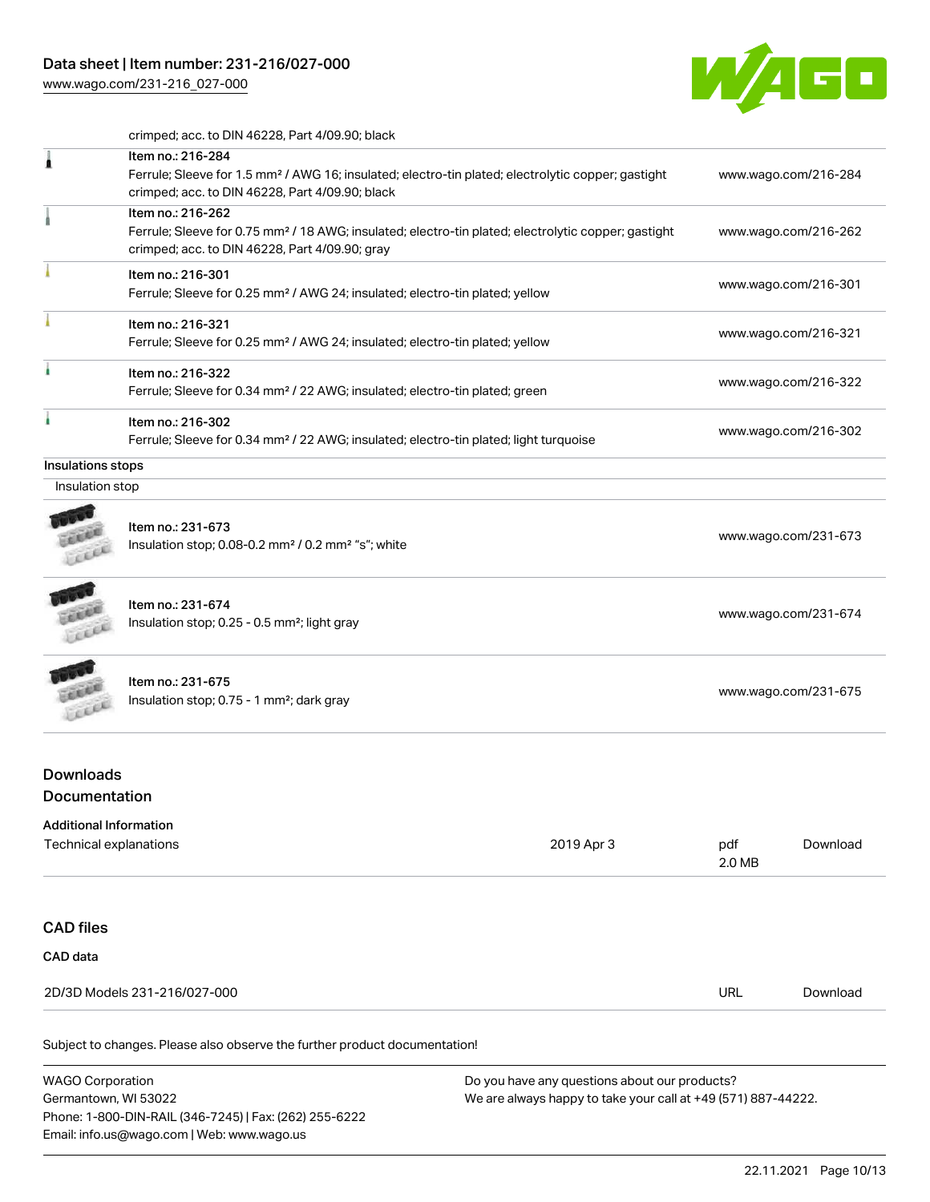crimped; acc. to DIN 46228, Part 4/09.90; black

| Item | Link |
| --- | --- |
| Item no.: 216-284<br>Ferrule; Sleeve for 1.5 mm² / AWG 16; insulated; electro-tin plated; electrolytic copper; gastight crimped; acc. to DIN 46228, Part 4/09.90; black | www.wago.com/216-284 |
| Item no.: 216-262<br>Ferrule; Sleeve for 0.75 mm² / 18 AWG; insulated; electro-tin plated; electrolytic copper; gastight crimped; acc. to DIN 46228, Part 4/09.90; gray | www.wago.com/216-262 |
| Item no.: 216-301<br>Ferrule; Sleeve for 0.25 mm² / AWG 24; insulated; electro-tin plated; yellow | www.wago.com/216-301 |
| Item no.: 216-321<br>Ferrule; Sleeve for 0.25 mm² / AWG 24; insulated; electro-tin plated; yellow | www.wago.com/216-321 |
| Item no.: 216-322<br>Ferrule; Sleeve for 0.34 mm² / 22 AWG; insulated; electro-tin plated; green | www.wago.com/216-322 |
| Item no.: 216-302<br>Ferrule; Sleeve for 0.34 mm² / 22 AWG; insulated; electro-tin plated; light turquoise | www.wago.com/216-302 |

### Insulations stops

Insulation stop

| Item | Link |
| --- | --- |
| Item no.: 231-673<br>Insulation stop; 0.08-0.2 mm² / 0.2 mm² "s"; white | www.wago.com/231-673 |
| Item no.: 231-674<br>Insulation stop; 0.25 - 0.5 mm²; light gray | www.wago.com/231-674 |
| Item no.: 231-675<br>Insulation stop; 0.75 - 1 mm²; dark gray | www.wago.com/231-675 |

## Downloads
## Documentation

**Additional Information**

| | | | |
| --- | --- | --- | --- |
| Technical explanations | 2019 Apr 3 | pdf<br>2.0 MB | Download |

## CAD files

**CAD data**

| | | |
| --- | --- | --- |
| 2D/3D Models 231-216/027-000 | URL | Download |

Subject to changes. Please also observe the further product documentation!

WAGO Corporation
Germantown, WI 53022
Phone: 1-800-DIN-RAIL (346-7245) | Fax: (262) 255-6222
Email: info.us@wago.com | Web: www.wago.us

Do you have any questions about our products?
We are always happy to take your call at +49 (571) 887-44222.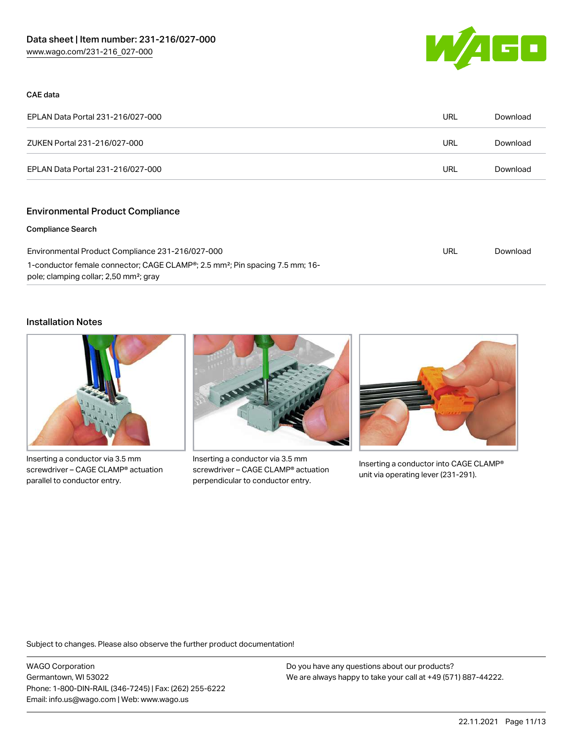### CAE data

| | | |
|---|---|---|
| EPLAN Data Portal 231-216/027-000 | URL | Download |
| ZUKEN Portal 231-216/027-000 | URL | Download |
| EPLAN Data Portal 231-216/027-000 | URL | Download |

## Environmental Product Compliance

### Compliance Search

| | | |
|---|---|---|
| Environmental Product Compliance 231-216/027-000<br>1-conductor female connector; CAGE CLAMP®; 2.5 mm²; Pin spacing 7.5 mm; 16-pole; clamping collar; 2,50 mm²; gray | URL | Download |

## Installation Notes

Inserting a conductor via 3.5 mm screwdriver – CAGE CLAMP® actuation parallel to conductor entry.

Inserting a conductor via 3.5 mm screwdriver – CAGE CLAMP® actuation perpendicular to conductor entry.

Inserting a conductor into CAGE CLAMP® unit via operating lever (231-291).

Subject to changes. Please also observe the further product documentation!

WAGO Corporation
Germantown, WI 53022
Phone: 1-800-DIN-RAIL (346-7245) | Fax: (262) 255-6222
Email: info.us@wago.com | Web: www.wago.us

Do you have any questions about our products?
We are always happy to take your call at +49 (571) 887-44222.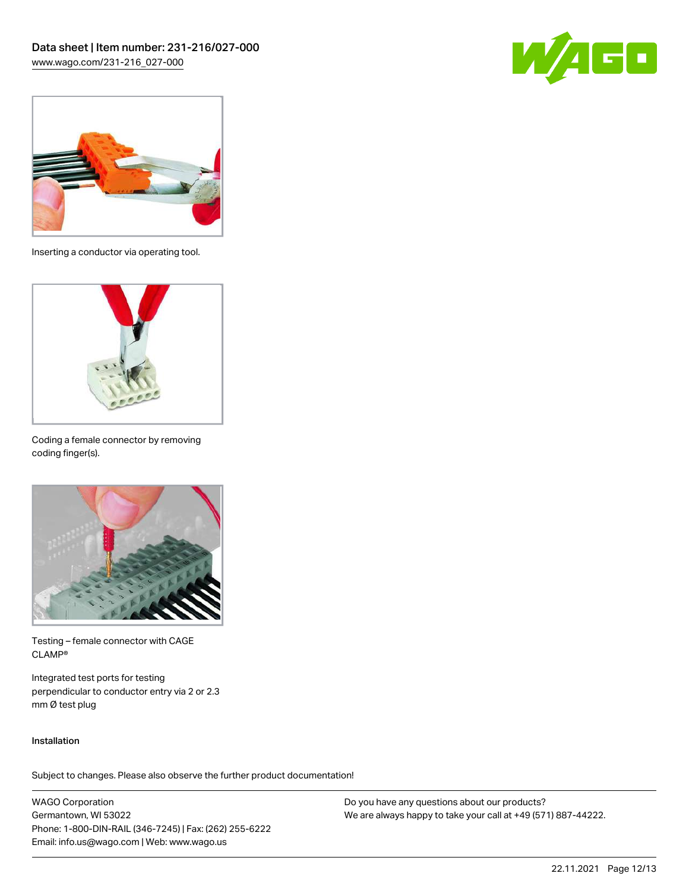Inserting a conductor via operating tool.

Coding a female connector by removing coding finger(s).

Testing – female connector with CAGE CLAMP®

Integrated test ports for testing perpendicular to conductor entry via 2 or 2.3 mm Ø test plug

Installation

Subject to changes. Please also observe the further product documentation!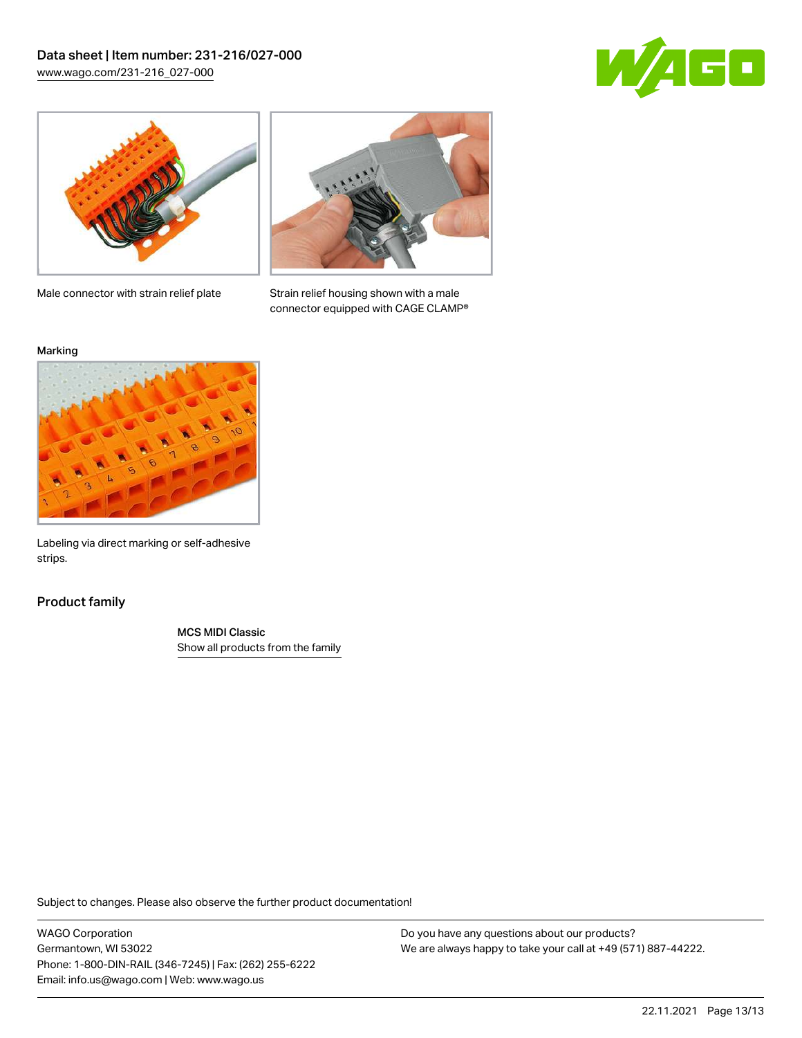Male connector with strain relief plate

Strain relief housing shown with a male connector equipped with CAGE CLAMP®

Marking

Labeling via direct marking or self-adhesive strips.

## Product family

MCS MIDI Classic
Show all products from the family

Subject to changes. Please also observe the further product documentation!

WAGO Corporation
Germantown, WI 53022
Phone: 1-800-DIN-RAIL (346-7245) | Fax: (262) 255-6222
Email: info.us@wago.com | Web: www.wago.us

Do you have any questions about our products?
We are always happy to take your call at +49 (571) 887-44222.